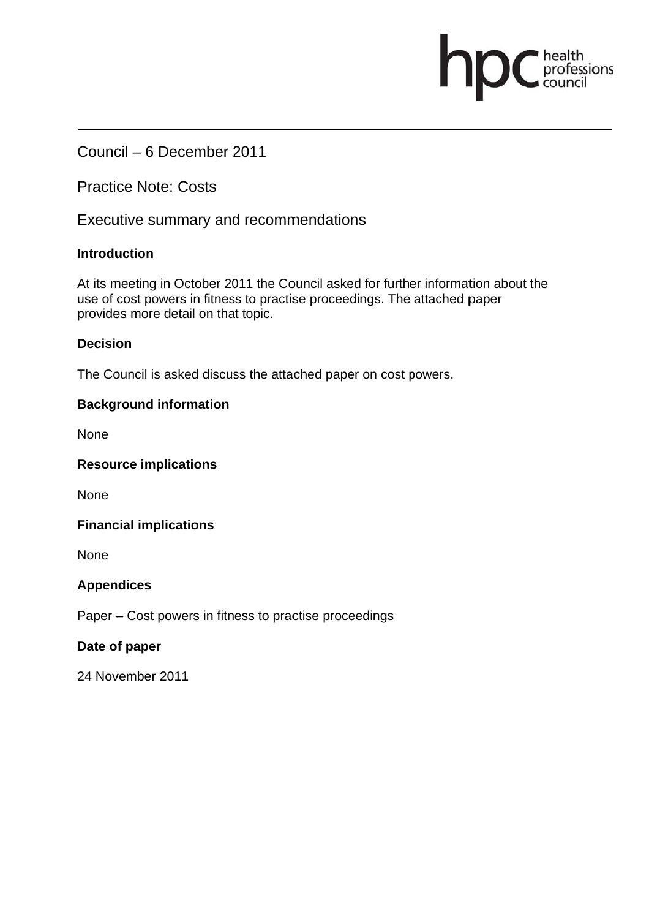Council – 6 December 2011

Practice Note: Costs

Executive summary and recommendations

**Introduction**

At its meeting in October 2011 the Council asked for further information about the use of cost powers in fitness to practise proceedings. The attached paper provides more detail on that topic.

**Decision**

The Council is asked discuss the attached paper on cost powers.

**Background information**

None

**Resource implications**

None

**Financial implications**

None

**Appendices**

Paper – Cost powers in fitness to practise proceedings

**Date of paper**

24 November 2011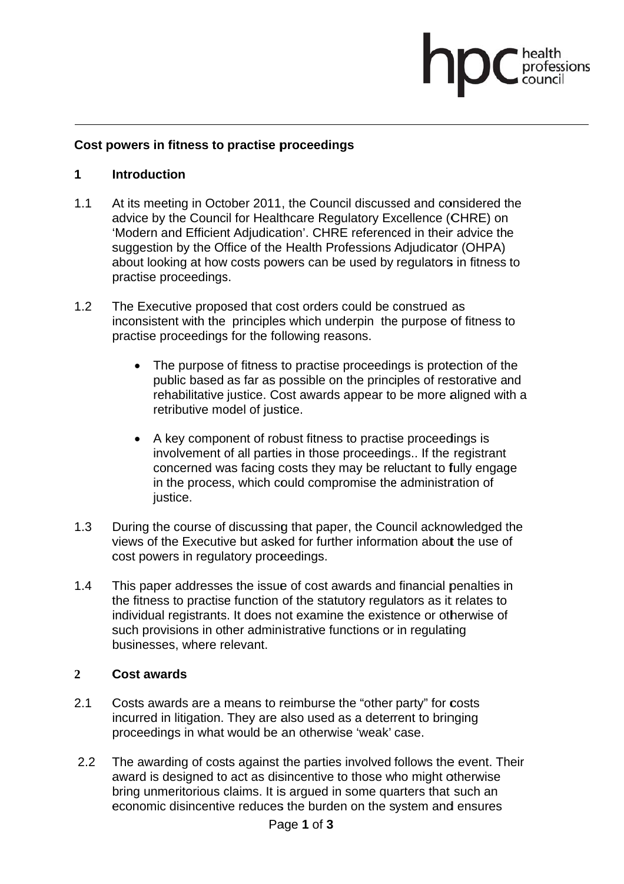## Cost powers in fitness to practise proceedings

### 1 Introduction

1.1 At its meeting in October 2011, the Council discussed and considered the advice by the Council for Healthcare Regulatory Excellence (CHRE) on 'Modern and Efficient Adjudication'. CHRE referenced in their advice the suggestion by the Office of the Health Professions Adjudicator (OHPA) about looking at how costs powers can be used by regulators in fitness to practise proceedings.

1.2 The Executive proposed that cost orders could be construed as inconsistent with the principles which underpin the purpose of fitness to practise proceedings for the following reasons.

- The purpose of fitness to practise proceedings is protection of the public based as far as possible on the principles of restorative and rehabilitative justice. Cost awards appear to be more aligned with a retributive model of justice.
- A key component of robust fitness to practise proceedings is involvement of all parties in those proceedings.. If the registrant concerned was facing costs they may be reluctant to fully engage in the process, which could compromise the administration of justice.

1.3 During the course of discussing that paper, the Council acknowledged the views of the Executive but asked for further information about the use of cost powers in regulatory proceedings.

1.4 This paper addresses the issue of cost awards and financial penalties in the fitness to practise function of the statutory regulators as it relates to individual registrants. It does not examine the existence or otherwise of such provisions in other administrative functions or in regulating businesses, where relevant.

### 2 Cost awards

2.1 Costs awards are a means to reimburse the "other party" for costs incurred in litigation. They are also used as a deterrent to bringing proceedings in what would be an otherwise 'weak' case.

2.2 The awarding of costs against the parties involved follows the event. Their award is designed to act as disincentive to those who might otherwise bring unmeritorious claims. It is argued in some quarters that such an economic disincentive reduces the burden on the system and ensures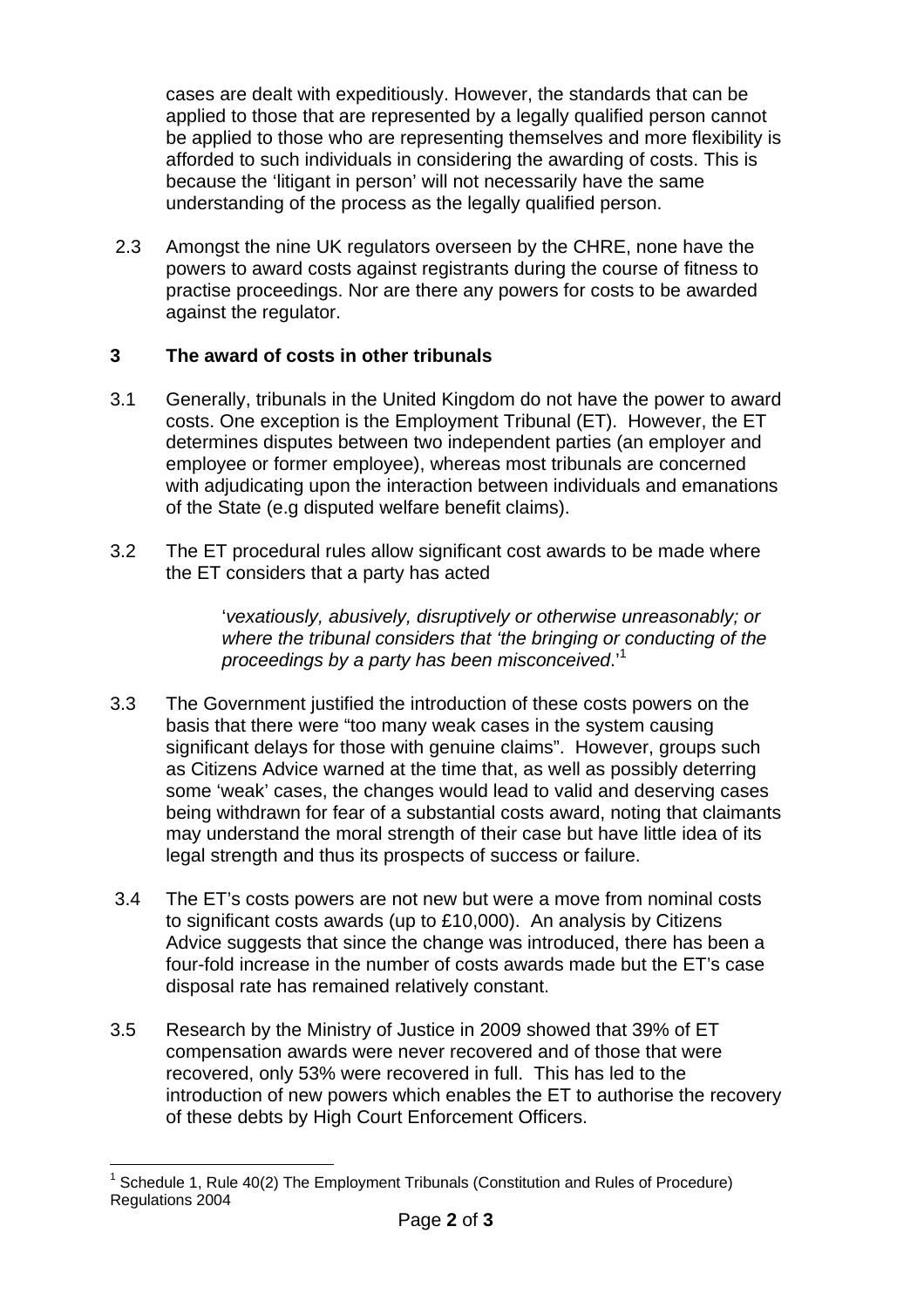cases are dealt with expeditiously. However, the standards that can be applied to those that are represented by a legally qualified person cannot be applied to those who are representing themselves and more flexibility is afforded to such individuals in considering the awarding of costs. This is because the 'litigant in person' will not necessarily have the same understanding of the process as the legally qualified person.

2.3 Amongst the nine UK regulators overseen by the CHRE, none have the powers to award costs against registrants during the course of fitness to practise proceedings. Nor are there any powers for costs to be awarded against the regulator.

## 3 The award of costs in other tribunals

3.1 Generally, tribunals in the United Kingdom do not have the power to award costs. One exception is the Employment Tribunal (ET). However, the ET determines disputes between two independent parties (an employer and employee or former employee), whereas most tribunals are concerned with adjudicating upon the interaction between individuals and emanations of the State (e.g disputed welfare benefit claims).

3.2 The ET procedural rules allow significant cost awards to be made where the ET considers that a party has acted

> '*vexatiously, abusively, disruptively or otherwise unreasonably; or where the tribunal considers that 'the bringing or conducting of the proceedings by a party has been misconceived*.'[1]

3.3 The Government justified the introduction of these costs powers on the basis that there were "too many weak cases in the system causing significant delays for those with genuine claims". However, groups such as Citizens Advice warned at the time that, as well as possibly deterring some 'weak' cases, the changes would lead to valid and deserving cases being withdrawn for fear of a substantial costs award, noting that claimants may understand the moral strength of their case but have little idea of its legal strength and thus its prospects of success or failure.

3.4 The ET's costs powers are not new but were a move from nominal costs to significant costs awards (up to £10,000). An analysis by Citizens Advice suggests that since the change was introduced, there has been a four-fold increase in the number of costs awards made but the ET's case disposal rate has remained relatively constant.

3.5 Research by the Ministry of Justice in 2009 showed that 39% of ET compensation awards were never recovered and of those that were recovered, only 53% were recovered in full. This has led to the introduction of new powers which enables the ET to authorise the recovery of these debts by High Court Enforcement Officers.

---

[1] Schedule 1, Rule 40(2) The Employment Tribunals (Constitution and Rules of Procedure) Regulations 2004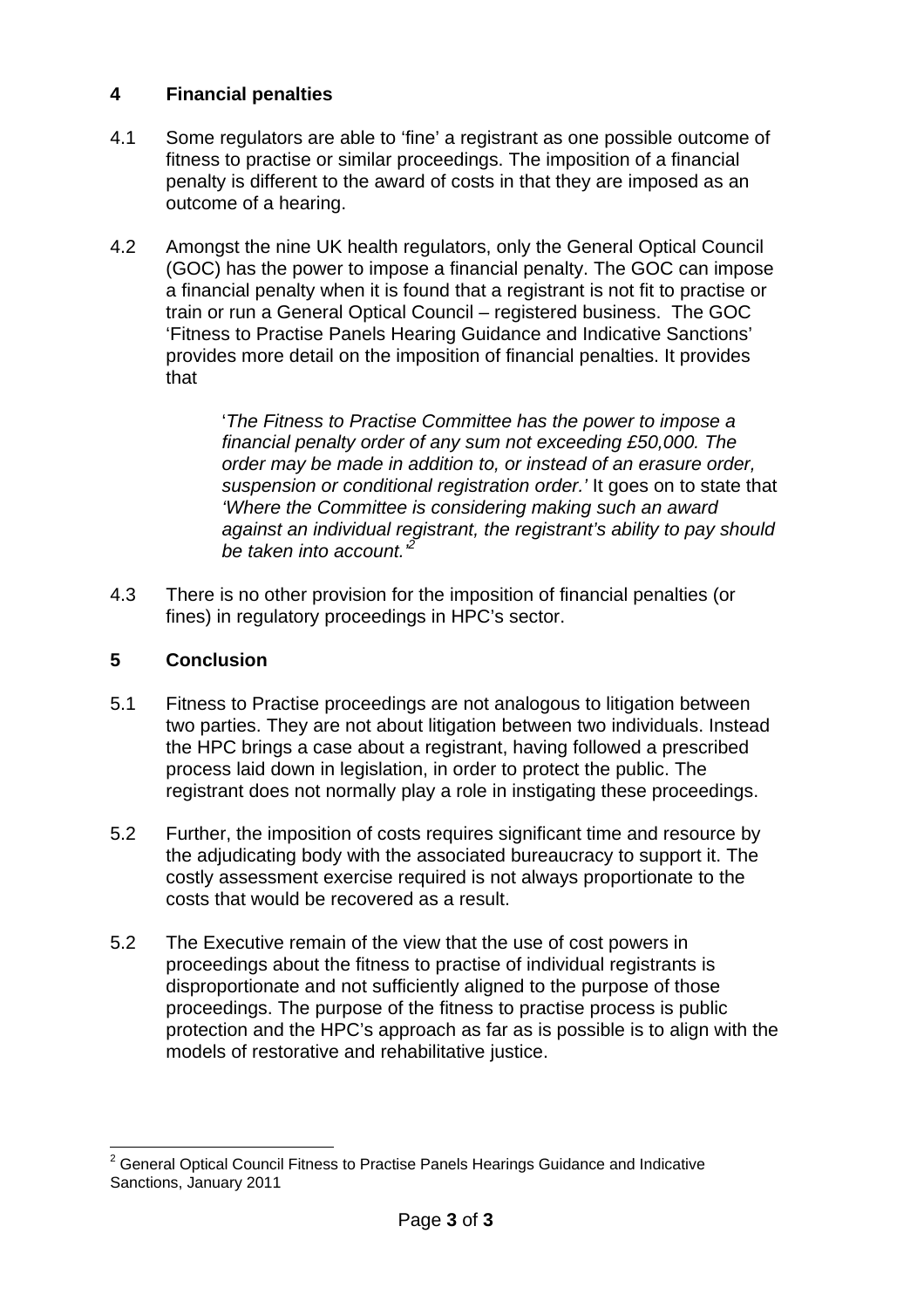## 4 Financial penalties

4.1 Some regulators are able to 'fine' a registrant as one possible outcome of fitness to practise or similar proceedings. The imposition of a financial penalty is different to the award of costs in that they are imposed as an outcome of a hearing.

4.2 Amongst the nine UK health regulators, only the General Optical Council (GOC) has the power to impose a financial penalty. The GOC can impose a financial penalty when it is found that a registrant is not fit to practise or train or run a General Optical Council – registered business. The GOC 'Fitness to Practise Panels Hearing Guidance and Indicative Sanctions' provides more detail on the imposition of financial penalties. It provides that

> '*The Fitness to Practise Committee has the power to impose a financial penalty order of any sum not exceeding £50,000. The order may be made in addition to, or instead of an erasure order, suspension or conditional registration order.'* It goes on to state that *'Where the Committee is considering making such an award against an individual registrant, the registrant's ability to pay should be taken into account.'*[2]

4.3 There is no other provision for the imposition of financial penalties (or fines) in regulatory proceedings in HPC's sector.

## 5 Conclusion

5.1 Fitness to Practise proceedings are not analogous to litigation between two parties. They are not about litigation between two individuals. Instead the HPC brings a case about a registrant, having followed a prescribed process laid down in legislation, in order to protect the public. The registrant does not normally play a role in instigating these proceedings.

5.2 Further, the imposition of costs requires significant time and resource by the adjudicating body with the associated bureaucracy to support it. The costly assessment exercise required is not always proportionate to the costs that would be recovered as a result.

5.2 The Executive remain of the view that the use of cost powers in proceedings about the fitness to practise of individual registrants is disproportionate and not sufficiently aligned to the purpose of those proceedings. The purpose of the fitness to practise process is public protection and the HPC's approach as far as is possible is to align with the models of restorative and rehabilitative justice.

---

[2] General Optical Council Fitness to Practise Panels Hearings Guidance and Indicative Sanctions, January 2011